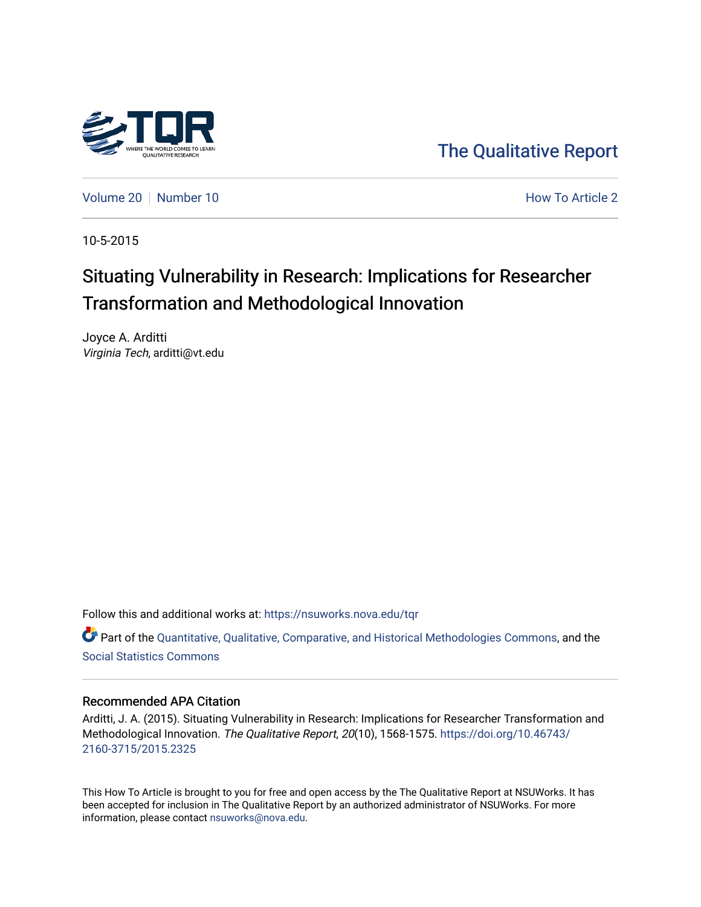The Qualitative Report

Volume 20 | Number 10 — How To Article 2

10-5-2015

# Situating Vulnerability in Research: Implications for Researcher Transformation and Methodological Innovation

Joyce A. Arditti
*Virginia Tech*, arditti@vt.edu

Follow this and additional works at: https://nsuworks.nova.edu/tqr

Part of the Quantitative, Qualitative, Comparative, and Historical Methodologies Commons, and the Social Statistics Commons

## Recommended APA Citation

Arditti, J. A. (2015). Situating Vulnerability in Research: Implications for Researcher Transformation and Methodological Innovation. *The Qualitative Report*, *20*(10), 1568-1575. https://doi.org/10.46743/2160-3715/2015.2325

This How To Article is brought to you for free and open access by the The Qualitative Report at NSUWorks. It has been accepted for inclusion in The Qualitative Report by an authorized administrator of NSUWorks. For more information, please contact nsuworks@nova.edu.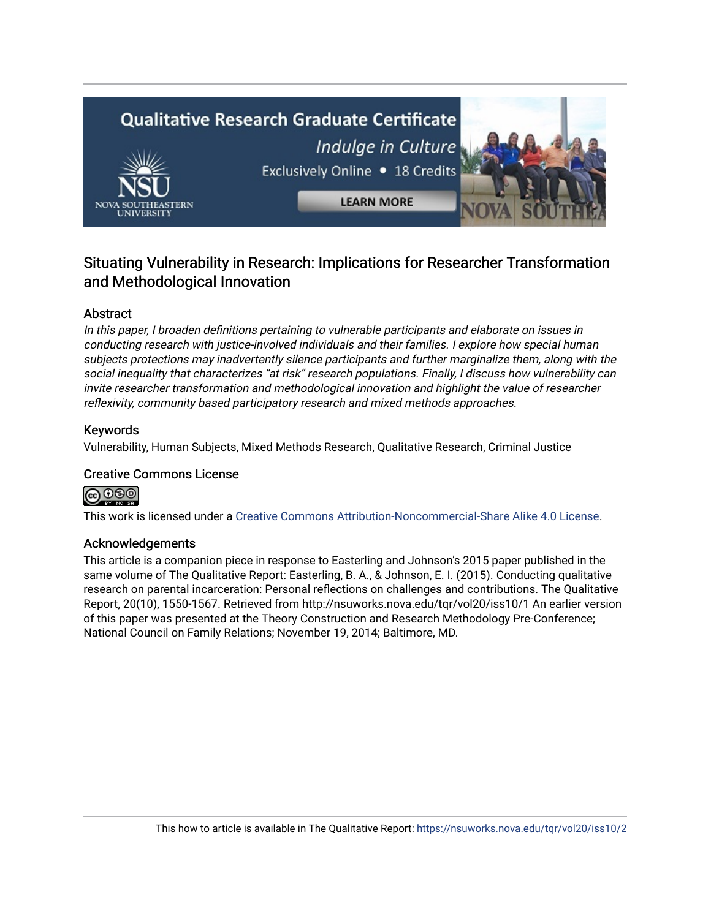# Situating Vulnerability in Research: Implications for Researcher Transformation and Methodological Innovation

## Abstract

*In this paper, I broaden definitions pertaining to vulnerable participants and elaborate on issues in conducting research with justice-involved individuals and their families. I explore how special human subjects protections may inadvertently silence participants and further marginalize them, along with the social inequality that characterizes "at risk" research populations. Finally, I discuss how vulnerability can invite researcher transformation and methodological innovation and highlight the value of researcher reflexivity, community based participatory research and mixed methods approaches.*

## Keywords

Vulnerability, Human Subjects, Mixed Methods Research, Qualitative Research, Criminal Justice

## Creative Commons License

This work is licensed under a Creative Commons Attribution-Noncommercial-Share Alike 4.0 License.

## Acknowledgements

This article is a companion piece in response to Easterling and Johnson's 2015 paper published in the same volume of The Qualitative Report: Easterling, B. A., & Johnson, E. I. (2015). Conducting qualitative research on parental incarceration: Personal reflections on challenges and contributions. The Qualitative Report, 20(10), 1550-1567. Retrieved from http://nsuworks.nova.edu/tqr/vol20/iss10/1 An earlier version of this paper was presented at the Theory Construction and Research Methodology Pre-Conference; National Council on Family Relations; November 19, 2014; Baltimore, MD.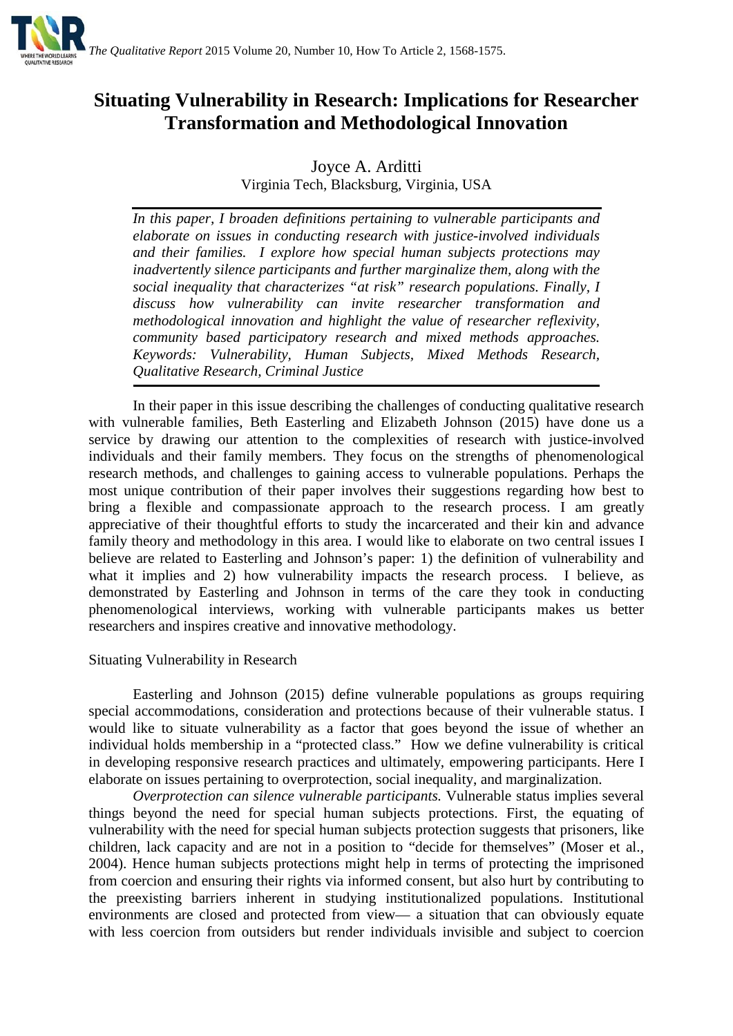# Situating Vulnerability in Research: Implications for Researcher Transformation and Methodological Innovation

Joyce A. Arditti
Virginia Tech, Blacksburg, Virginia, USA

*In this paper, I broaden definitions pertaining to vulnerable participants and elaborate on issues in conducting research with justice-involved individuals and their families. I explore how special human subjects protections may inadvertently silence participants and further marginalize them, along with the social inequality that characterizes "at risk" research populations. Finally, I discuss how vulnerability can invite researcher transformation and methodological innovation and highlight the value of researcher reflexivity, community based participatory research and mixed methods approaches. Keywords: Vulnerability, Human Subjects, Mixed Methods Research, Qualitative Research, Criminal Justice*

In their paper in this issue describing the challenges of conducting qualitative research with vulnerable families, Beth Easterling and Elizabeth Johnson (2015) have done us a service by drawing our attention to the complexities of research with justice-involved individuals and their family members. They focus on the strengths of phenomenological research methods, and challenges to gaining access to vulnerable populations. Perhaps the most unique contribution of their paper involves their suggestions regarding how best to bring a flexible and compassionate approach to the research process. I am greatly appreciative of their thoughtful efforts to study the incarcerated and their kin and advance family theory and methodology in this area. I would like to elaborate on two central issues I believe are related to Easterling and Johnson's paper: 1) the definition of vulnerability and what it implies and 2) how vulnerability impacts the research process. I believe, as demonstrated by Easterling and Johnson in terms of the care they took in conducting phenomenological interviews, working with vulnerable participants makes us better researchers and inspires creative and innovative methodology.

## Situating Vulnerability in Research

Easterling and Johnson (2015) define vulnerable populations as groups requiring special accommodations, consideration and protections because of their vulnerable status. I would like to situate vulnerability as a factor that goes beyond the issue of whether an individual holds membership in a "protected class." How we define vulnerability is critical in developing responsive research practices and ultimately, empowering participants. Here I elaborate on issues pertaining to overprotection, social inequality, and marginalization.

*Overprotection can silence vulnerable participants.* Vulnerable status implies several things beyond the need for special human subjects protections. First, the equating of vulnerability with the need for special human subjects protection suggests that prisoners, like children, lack capacity and are not in a position to "decide for themselves" (Moser et al., 2004). Hence human subjects protections might help in terms of protecting the imprisoned from coercion and ensuring their rights via informed consent, but also hurt by contributing to the preexisting barriers inherent in studying institutionalized populations. Institutional environments are closed and protected from view— a situation that can obviously equate with less coercion from outsiders but render individuals invisible and subject to coercion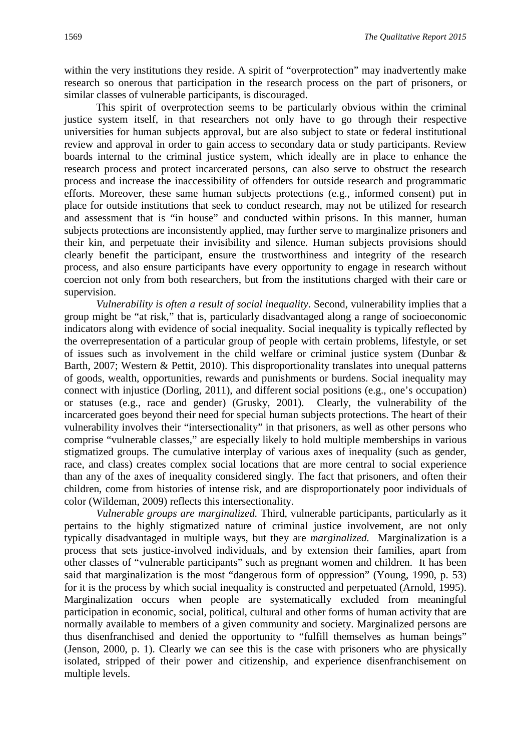within the very institutions they reside. A spirit of "overprotection" may inadvertently make research so onerous that participation in the research process on the part of prisoners, or similar classes of vulnerable participants, is discouraged.

This spirit of overprotection seems to be particularly obvious within the criminal justice system itself, in that researchers not only have to go through their respective universities for human subjects approval, but are also subject to state or federal institutional review and approval in order to gain access to secondary data or study participants. Review boards internal to the criminal justice system, which ideally are in place to enhance the research process and protect incarcerated persons, can also serve to obstruct the research process and increase the inaccessibility of offenders for outside research and programmatic efforts. Moreover, these same human subjects protections (e.g., informed consent) put in place for outside institutions that seek to conduct research, may not be utilized for research and assessment that is "in house" and conducted within prisons. In this manner, human subjects protections are inconsistently applied, may further serve to marginalize prisoners and their kin, and perpetuate their invisibility and silence. Human subjects provisions should clearly benefit the participant, ensure the trustworthiness and integrity of the research process, and also ensure participants have every opportunity to engage in research without coercion not only from both researchers, but from the institutions charged with their care or supervision.

*Vulnerability is often a result of social inequality.* Second, vulnerability implies that a group might be "at risk," that is, particularly disadvantaged along a range of socioeconomic indicators along with evidence of social inequality. Social inequality is typically reflected by the overrepresentation of a particular group of people with certain problems, lifestyle, or set of issues such as involvement in the child welfare or criminal justice system (Dunbar & Barth, 2007; Western & Pettit, 2010). This disproportionality translates into unequal patterns of goods, wealth, opportunities, rewards and punishments or burdens. Social inequality may connect with injustice (Dorling, 2011), and different social positions (e.g., one's occupation) or statuses (e.g., race and gender) (Grusky, 2001). Clearly, the vulnerability of the incarcerated goes beyond their need for special human subjects protections. The heart of their vulnerability involves their "intersectionality" in that prisoners, as well as other persons who comprise "vulnerable classes," are especially likely to hold multiple memberships in various stigmatized groups. The cumulative interplay of various axes of inequality (such as gender, race, and class) creates complex social locations that are more central to social experience than any of the axes of inequality considered singly. The fact that prisoners, and often their children, come from histories of intense risk, and are disproportionately poor individuals of color (Wildeman, 2009) reflects this intersectionality.

*Vulnerable groups are marginalized.* Third, vulnerable participants, particularly as it pertains to the highly stigmatized nature of criminal justice involvement, are not only typically disadvantaged in multiple ways, but they are *marginalized.* Marginalization is a process that sets justice-involved individuals, and by extension their families, apart from other classes of "vulnerable participants" such as pregnant women and children. It has been said that marginalization is the most "dangerous form of oppression" (Young, 1990, p. 53) for it is the process by which social inequality is constructed and perpetuated (Arnold, 1995). Marginalization occurs when people are systematically excluded from meaningful participation in economic, social, political, cultural and other forms of human activity that are normally available to members of a given community and society. Marginalized persons are thus disenfranchised and denied the opportunity to "fulfill themselves as human beings" (Jenson, 2000, p. 1). Clearly we can see this is the case with prisoners who are physically isolated, stripped of their power and citizenship, and experience disenfranchisement on multiple levels.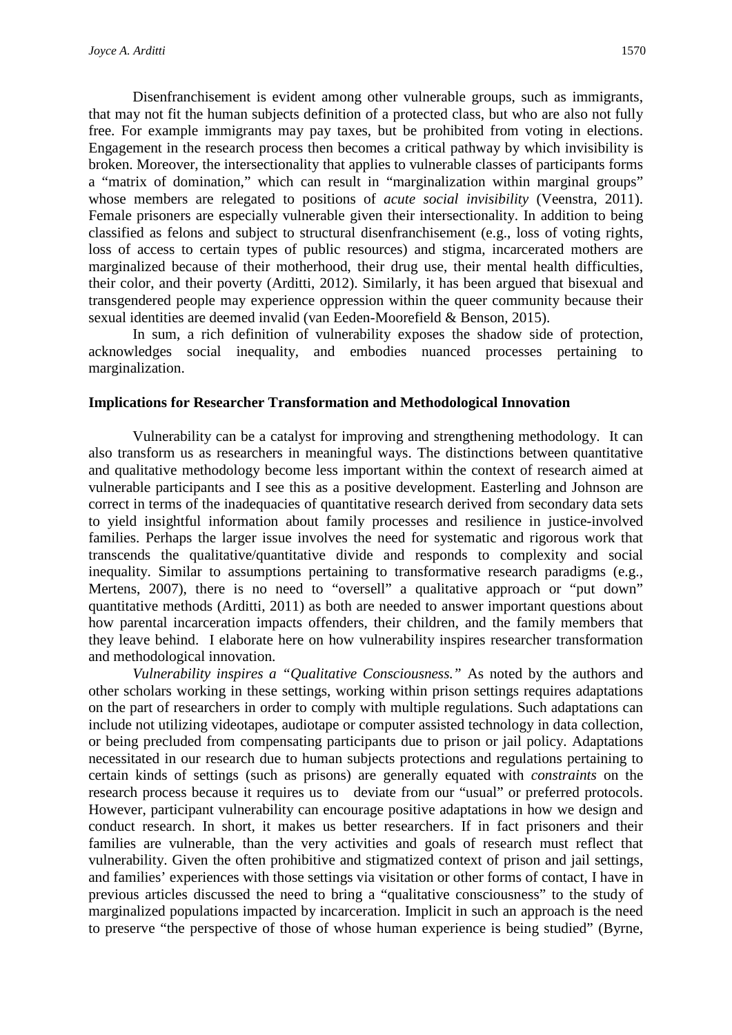Disenfranchisement is evident among other vulnerable groups, such as immigrants, that may not fit the human subjects definition of a protected class, but who are also not fully free. For example immigrants may pay taxes, but be prohibited from voting in elections. Engagement in the research process then becomes a critical pathway by which invisibility is broken. Moreover, the intersectionality that applies to vulnerable classes of participants forms a "matrix of domination," which can result in "marginalization within marginal groups" whose members are relegated to positions of *acute social invisibility* (Veenstra, 2011). Female prisoners are especially vulnerable given their intersectionality. In addition to being classified as felons and subject to structural disenfranchisement (e.g., loss of voting rights, loss of access to certain types of public resources) and stigma, incarcerated mothers are marginalized because of their motherhood, their drug use, their mental health difficulties, their color, and their poverty (Arditti, 2012). Similarly, it has been argued that bisexual and transgendered people may experience oppression within the queer community because their sexual identities are deemed invalid (van Eeden-Moorefield & Benson, 2015).

In sum, a rich definition of vulnerability exposes the shadow side of protection, acknowledges social inequality, and embodies nuanced processes pertaining to marginalization.

**Implications for Researcher Transformation and Methodological Innovation**

Vulnerability can be a catalyst for improving and strengthening methodology. It can also transform us as researchers in meaningful ways. The distinctions between quantitative and qualitative methodology become less important within the context of research aimed at vulnerable participants and I see this as a positive development. Easterling and Johnson are correct in terms of the inadequacies of quantitative research derived from secondary data sets to yield insightful information about family processes and resilience in justice-involved families. Perhaps the larger issue involves the need for systematic and rigorous work that transcends the qualitative/quantitative divide and responds to complexity and social inequality. Similar to assumptions pertaining to transformative research paradigms (e.g., Mertens, 2007), there is no need to "oversell" a qualitative approach or "put down" quantitative methods (Arditti, 2011) as both are needed to answer important questions about how parental incarceration impacts offenders, their children, and the family members that they leave behind. I elaborate here on how vulnerability inspires researcher transformation and methodological innovation.

*Vulnerability inspires a "Qualitative Consciousness."* As noted by the authors and other scholars working in these settings, working within prison settings requires adaptations on the part of researchers in order to comply with multiple regulations. Such adaptations can include not utilizing videotapes, audiotape or computer assisted technology in data collection, or being precluded from compensating participants due to prison or jail policy. Adaptations necessitated in our research due to human subjects protections and regulations pertaining to certain kinds of settings (such as prisons) are generally equated with *constraints* on the research process because it requires us to deviate from our "usual" or preferred protocols. However, participant vulnerability can encourage positive adaptations in how we design and conduct research. In short, it makes us better researchers. If in fact prisoners and their families are vulnerable, than the very activities and goals of research must reflect that vulnerability. Given the often prohibitive and stigmatized context of prison and jail settings, and families' experiences with those settings via visitation or other forms of contact, I have in previous articles discussed the need to bring a "qualitative consciousness" to the study of marginalized populations impacted by incarceration. Implicit in such an approach is the need to preserve "the perspective of those of whose human experience is being studied" (Byrne,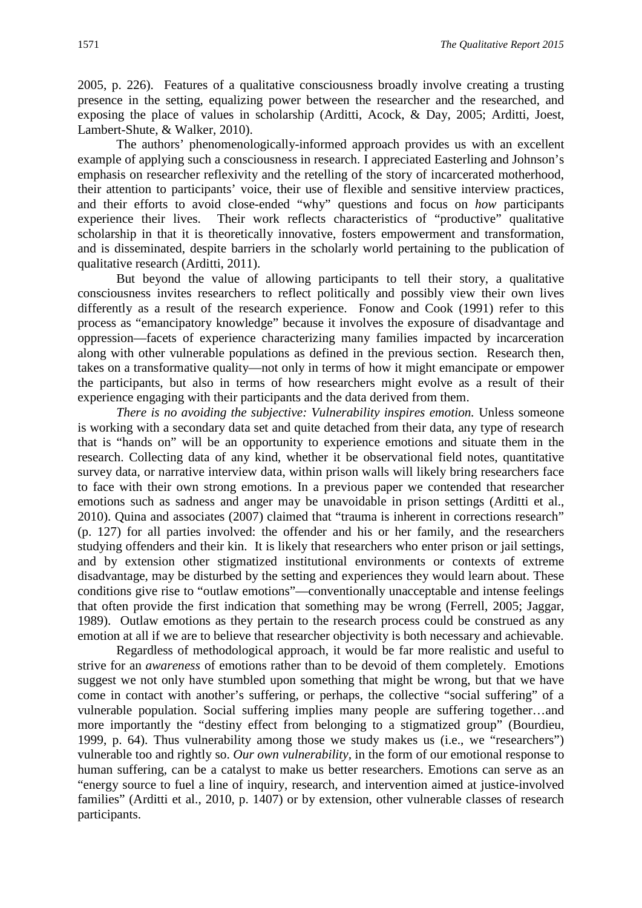2005, p. 226). Features of a qualitative consciousness broadly involve creating a trusting presence in the setting, equalizing power between the researcher and the researched, and exposing the place of values in scholarship (Arditti, Acock, & Day, 2005; Arditti, Joest, Lambert-Shute, & Walker, 2010).

The authors' phenomenologically-informed approach provides us with an excellent example of applying such a consciousness in research. I appreciated Easterling and Johnson's emphasis on researcher reflexivity and the retelling of the story of incarcerated motherhood, their attention to participants' voice, their use of flexible and sensitive interview practices, and their efforts to avoid close-ended "why" questions and focus on *how* participants experience their lives. Their work reflects characteristics of "productive" qualitative scholarship in that it is theoretically innovative, fosters empowerment and transformation, and is disseminated, despite barriers in the scholarly world pertaining to the publication of qualitative research (Arditti, 2011).

But beyond the value of allowing participants to tell their story, a qualitative consciousness invites researchers to reflect politically and possibly view their own lives differently as a result of the research experience. Fonow and Cook (1991) refer to this process as "emancipatory knowledge" because it involves the exposure of disadvantage and oppression—facets of experience characterizing many families impacted by incarceration along with other vulnerable populations as defined in the previous section. Research then, takes on a transformative quality—not only in terms of how it might emancipate or empower the participants, but also in terms of how researchers might evolve as a result of their experience engaging with their participants and the data derived from them.

*There is no avoiding the subjective: Vulnerability inspires emotion.* Unless someone is working with a secondary data set and quite detached from their data, any type of research that is "hands on" will be an opportunity to experience emotions and situate them in the research. Collecting data of any kind, whether it be observational field notes, quantitative survey data, or narrative interview data, within prison walls will likely bring researchers face to face with their own strong emotions. In a previous paper we contended that researcher emotions such as sadness and anger may be unavoidable in prison settings (Arditti et al., 2010). Quina and associates (2007) claimed that "trauma is inherent in corrections research" (p. 127) for all parties involved: the offender and his or her family, and the researchers studying offenders and their kin. It is likely that researchers who enter prison or jail settings, and by extension other stigmatized institutional environments or contexts of extreme disadvantage, may be disturbed by the setting and experiences they would learn about. These conditions give rise to "outlaw emotions"—conventionally unacceptable and intense feelings that often provide the first indication that something may be wrong (Ferrell, 2005; Jaggar, 1989). Outlaw emotions as they pertain to the research process could be construed as any emotion at all if we are to believe that researcher objectivity is both necessary and achievable.

Regardless of methodological approach, it would be far more realistic and useful to strive for an *awareness* of emotions rather than to be devoid of them completely. Emotions suggest we not only have stumbled upon something that might be wrong, but that we have come in contact with another's suffering, or perhaps, the collective "social suffering" of a vulnerable population. Social suffering implies many people are suffering together…and more importantly the "destiny effect from belonging to a stigmatized group" (Bourdieu, 1999, p. 64). Thus vulnerability among those we study makes us (i.e., we "researchers") vulnerable too and rightly so. *Our own vulnerability*, in the form of our emotional response to human suffering, can be a catalyst to make us better researchers. Emotions can serve as an "energy source to fuel a line of inquiry, research, and intervention aimed at justice-involved families" (Arditti et al., 2010, p. 1407) or by extension, other vulnerable classes of research participants.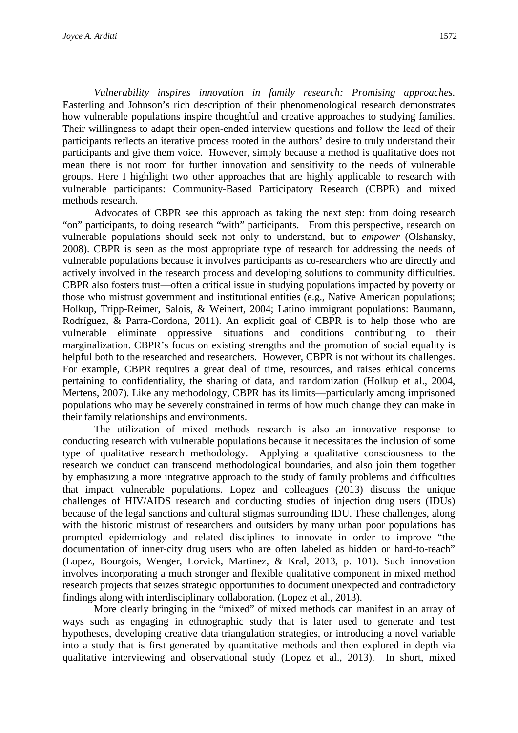*Vulnerability inspires innovation in family research: Promising approaches.* Easterling and Johnson's rich description of their phenomenological research demonstrates how vulnerable populations inspire thoughtful and creative approaches to studying families. Their willingness to adapt their open-ended interview questions and follow the lead of their participants reflects an iterative process rooted in the authors' desire to truly understand their participants and give them voice. However, simply because a method is qualitative does not mean there is not room for further innovation and sensitivity to the needs of vulnerable groups. Here I highlight two other approaches that are highly applicable to research with vulnerable participants: Community-Based Participatory Research (CBPR) and mixed methods research.

Advocates of CBPR see this approach as taking the next step: from doing research "on" participants, to doing research "with" participants. From this perspective, research on vulnerable populations should seek not only to understand, but to *empower* (Olshansky, 2008). CBPR is seen as the most appropriate type of research for addressing the needs of vulnerable populations because it involves participants as co-researchers who are directly and actively involved in the research process and developing solutions to community difficulties. CBPR also fosters trust—often a critical issue in studying populations impacted by poverty or those who mistrust government and institutional entities (e.g., Native American populations; Holkup, Tripp-Reimer, Salois, & Weinert, 2004; Latino immigrant populations: Baumann, Rodríguez, & Parra-Cordona, 2011). An explicit goal of CBPR is to help those who are vulnerable eliminate oppressive situations and conditions contributing to their marginalization. CBPR's focus on existing strengths and the promotion of social equality is helpful both to the researched and researchers. However, CBPR is not without its challenges. For example, CBPR requires a great deal of time, resources, and raises ethical concerns pertaining to confidentiality, the sharing of data, and randomization (Holkup et al., 2004, Mertens, 2007). Like any methodology, CBPR has its limits—particularly among imprisoned populations who may be severely constrained in terms of how much change they can make in their family relationships and environments.

The utilization of mixed methods research is also an innovative response to conducting research with vulnerable populations because it necessitates the inclusion of some type of qualitative research methodology. Applying a qualitative consciousness to the research we conduct can transcend methodological boundaries, and also join them together by emphasizing a more integrative approach to the study of family problems and difficulties that impact vulnerable populations. Lopez and colleagues (2013) discuss the unique challenges of HIV/AIDS research and conducting studies of injection drug users (IDUs) because of the legal sanctions and cultural stigmas surrounding IDU. These challenges, along with the historic mistrust of researchers and outsiders by many urban poor populations has prompted epidemiology and related disciplines to innovate in order to improve "the documentation of inner-city drug users who are often labeled as hidden or hard-to-reach" (Lopez, Bourgois, Wenger, Lorvick, Martinez, & Kral, 2013, p. 101). Such innovation involves incorporating a much stronger and flexible qualitative component in mixed method research projects that seizes strategic opportunities to document unexpected and contradictory findings along with interdisciplinary collaboration. (Lopez et al., 2013).

More clearly bringing in the "mixed" of mixed methods can manifest in an array of ways such as engaging in ethnographic study that is later used to generate and test hypotheses, developing creative data triangulation strategies, or introducing a novel variable into a study that is first generated by quantitative methods and then explored in depth via qualitative interviewing and observational study (Lopez et al., 2013). In short, mixed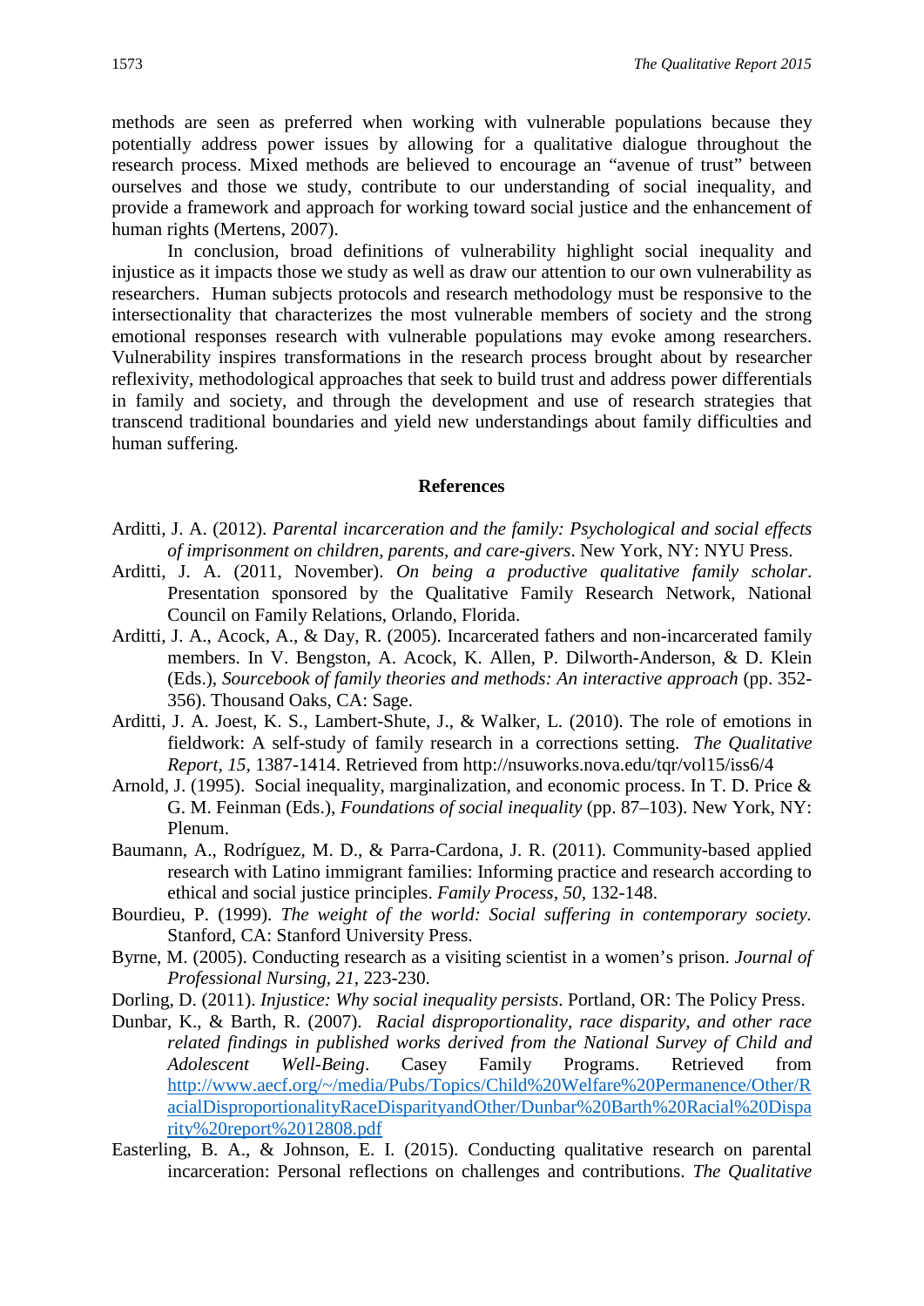methods are seen as preferred when working with vulnerable populations because they potentially address power issues by allowing for a qualitative dialogue throughout the research process. Mixed methods are believed to encourage an "avenue of trust" between ourselves and those we study, contribute to our understanding of social inequality, and provide a framework and approach for working toward social justice and the enhancement of human rights (Mertens, 2007).

In conclusion, broad definitions of vulnerability highlight social inequality and injustice as it impacts those we study as well as draw our attention to our own vulnerability as researchers. Human subjects protocols and research methodology must be responsive to the intersectionality that characterizes the most vulnerable members of society and the strong emotional responses research with vulnerable populations may evoke among researchers. Vulnerability inspires transformations in the research process brought about by researcher reflexivity, methodological approaches that seek to build trust and address power differentials in family and society, and through the development and use of research strategies that transcend traditional boundaries and yield new understandings about family difficulties and human suffering.

## References

Arditti, J. A. (2012). *Parental incarceration and the family: Psychological and social effects of imprisonment on children, parents, and care-givers*. New York, NY: NYU Press.

Arditti, J. A. (2011, November). *On being a productive qualitative family scholar*. Presentation sponsored by the Qualitative Family Research Network, National Council on Family Relations, Orlando, Florida.

Arditti, J. A., Acock, A., & Day, R. (2005). Incarcerated fathers and non-incarcerated family members. In V. Bengston, A. Acock, K. Allen, P. Dilworth-Anderson, & D. Klein (Eds.), *Sourcebook of family theories and methods: An interactive approach* (pp. 352-356). Thousand Oaks, CA: Sage.

Arditti, J. A. Joest, K. S., Lambert-Shute, J., & Walker, L. (2010). The role of emotions in fieldwork: A self-study of family research in a corrections setting. *The Qualitative Report, 15*, 1387-1414. Retrieved from http://nsuworks.nova.edu/tqr/vol15/iss6/4

Arnold, J. (1995). Social inequality, marginalization, and economic process. In T. D. Price & G. M. Feinman (Eds.), *Foundations of social inequality* (pp. 87–103). New York, NY: Plenum.

Baumann, A., Rodríguez, M. D., & Parra-Cardona, J. R. (2011). Community-based applied research with Latino immigrant families: Informing practice and research according to ethical and social justice principles. *Family Process, 50*, 132-148.

Bourdieu, P. (1999). *The weight of the world: Social suffering in contemporary society.* Stanford, CA: Stanford University Press.

Byrne, M. (2005). Conducting research as a visiting scientist in a women's prison. *Journal of Professional Nursing, 21*, 223-230.

Dorling, D. (2011). *Injustice: Why social inequality persists*. Portland, OR: The Policy Press.

Dunbar, K., & Barth, R. (2007). *Racial disproportionality, race disparity, and other race related findings in published works derived from the National Survey of Child and Adolescent Well-Being*. Casey Family Programs. Retrieved from http://www.aecf.org/~/media/Pubs/Topics/Child%20Welfare%20Permanence/Other/RacialDisproportionalityRaceDisparityandOther/Dunbar%20Barth%20Racial%20Disparity%20report%2012808.pdf

Easterling, B. A., & Johnson, E. I. (2015). Conducting qualitative research on parental incarceration: Personal reflections on challenges and contributions. *The Qualitative*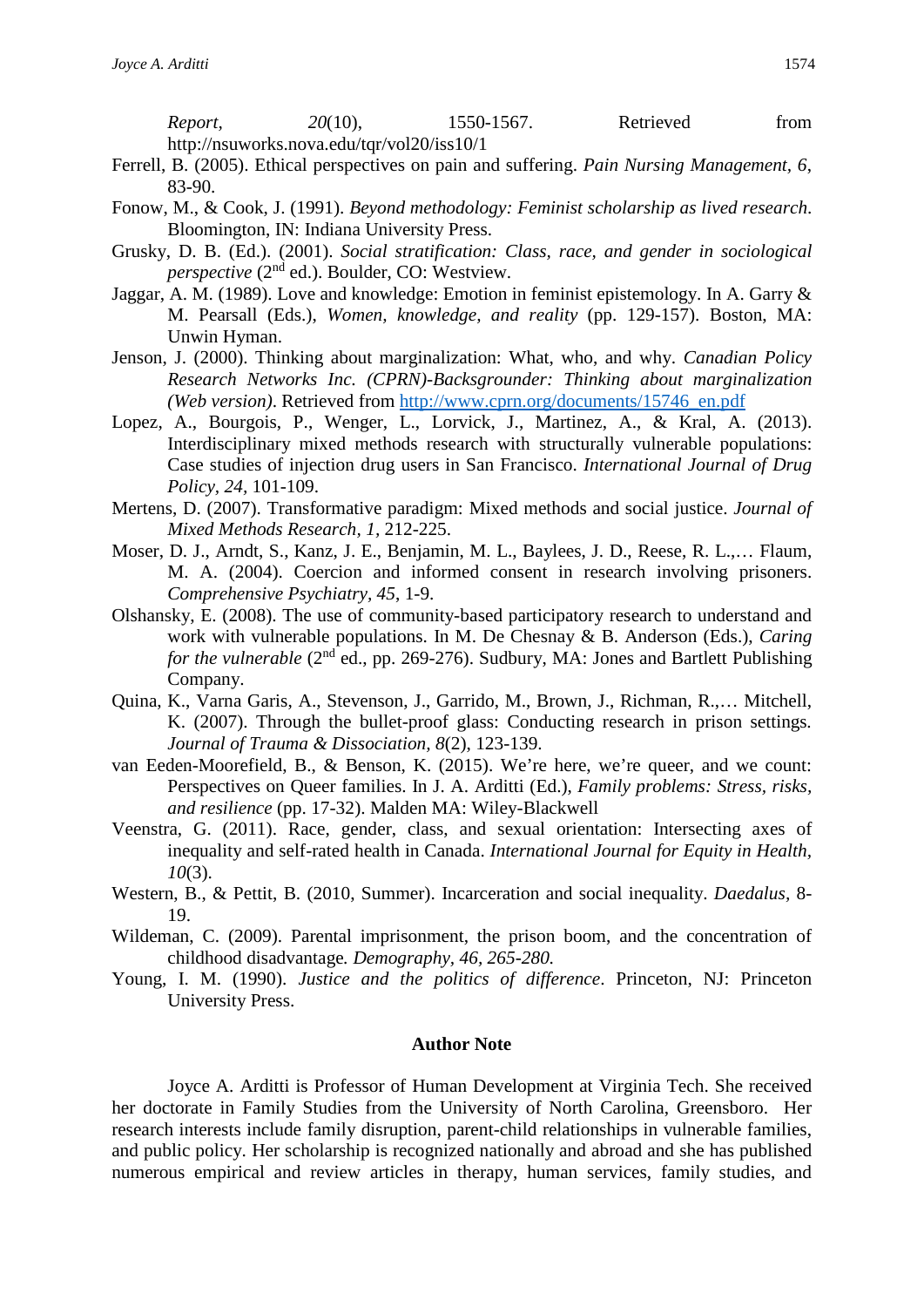*Report*, *20*(10), 1550-1567. Retrieved from http://nsuworks.nova.edu/tqr/vol20/iss10/1

Ferrell, B. (2005). Ethical perspectives on pain and suffering. *Pain Nursing Management, 6*, 83-90.

Fonow, M., & Cook, J. (1991). *Beyond methodology: Feminist scholarship as lived research.* Bloomington, IN: Indiana University Press.

Grusky, D. B. (Ed.). (2001). *Social stratification: Class, race, and gender in sociological perspective* (2nd ed.). Boulder, CO: Westview.

Jaggar, A. M. (1989). Love and knowledge: Emotion in feminist epistemology. In A. Garry & M. Pearsall (Eds.), *Women, knowledge, and reality* (pp. 129-157). Boston, MA: Unwin Hyman.

Jenson, J. (2000). Thinking about marginalization: What, who, and why. *Canadian Policy Research Networks Inc. (CPRN)-Backsgrounder: Thinking about marginalization (Web version)*. Retrieved from http://www.cprn.org/documents/15746_en.pdf

Lopez, A., Bourgois, P., Wenger, L., Lorvick, J., Martinez, A., & Kral, A. (2013). Interdisciplinary mixed methods research with structurally vulnerable populations: Case studies of injection drug users in San Francisco. *International Journal of Drug Policy, 24*, 101-109.

Mertens, D. (2007). Transformative paradigm: Mixed methods and social justice. *Journal of Mixed Methods Research, 1*, 212-225.

Moser, D. J., Arndt, S., Kanz, J. E., Benjamin, M. L., Baylees, J. D., Reese, R. L.,… Flaum, M. A. (2004). Coercion and informed consent in research involving prisoners. *Comprehensive Psychiatry, 45*, 1-9.

Olshansky, E. (2008). The use of community-based participatory research to understand and work with vulnerable populations. In M. De Chesnay & B. Anderson (Eds.), *Caring for the vulnerable* (2nd ed., pp. 269-276). Sudbury, MA: Jones and Bartlett Publishing Company.

Quina, K., Varna Garis, A., Stevenson, J., Garrido, M., Brown, J., Richman, R.,… Mitchell, K. (2007). Through the bullet-proof glass: Conducting research in prison settings. *Journal of Trauma & Dissociation, 8*(2), 123-139.

van Eeden-Moorefield, B., & Benson, K. (2015). We're here, we're queer, and we count: Perspectives on Queer families. In J. A. Arditti (Ed.), *Family problems: Stress, risks, and resilience* (pp. 17-32). Malden MA: Wiley-Blackwell

Veenstra, G. (2011). Race, gender, class, and sexual orientation: Intersecting axes of inequality and self-rated health in Canada. *International Journal for Equity in Health, 10*(3).

Western, B., & Pettit, B. (2010, Summer). Incarceration and social inequality. *Daedalus,* 8-19.

Wildeman, C. (2009). Parental imprisonment, the prison boom, and the concentration of childhood disadvantage*. Demography, 46, 265-280.*

Young, I. M. (1990). *Justice and the politics of difference*. Princeton, NJ: Princeton University Press.

## Author Note

Joyce A. Arditti is Professor of Human Development at Virginia Tech. She received her doctorate in Family Studies from the University of North Carolina, Greensboro. Her research interests include family disruption, parent-child relationships in vulnerable families, and public policy. Her scholarship is recognized nationally and abroad and she has published numerous empirical and review articles in therapy, human services, family studies, and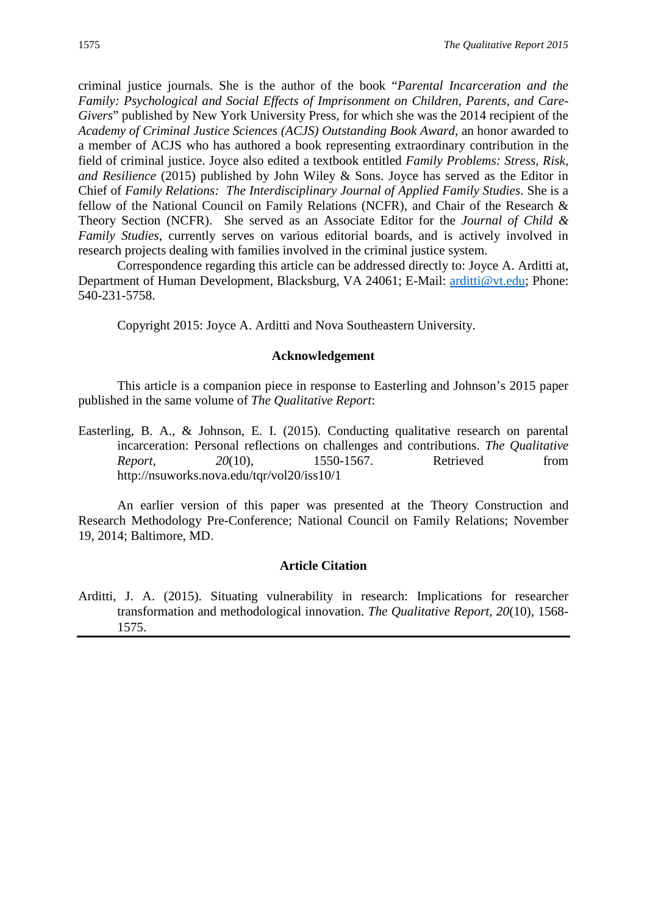criminal justice journals. She is the author of the book "*Parental Incarceration and the Family: Psychological and Social Effects of Imprisonment on Children, Parents, and Care-Givers*" published by New York University Press, for which she was the 2014 recipient of the *Academy of Criminal Justice Sciences (ACJS) Outstanding Book Award*, an honor awarded to a member of ACJS who has authored a book representing extraordinary contribution in the field of criminal justice. Joyce also edited a textbook entitled *Family Problems: Stress, Risk, and Resilience* (2015) published by John Wiley & Sons. Joyce has served as the Editor in Chief of *Family Relations: The Interdisciplinary Journal of Applied Family Studies*. She is a fellow of the National Council on Family Relations (NCFR), and Chair of the Research & Theory Section (NCFR). She served as an Associate Editor for the *Journal of Child & Family Studies*, currently serves on various editorial boards, and is actively involved in research projects dealing with families involved in the criminal justice system.

Correspondence regarding this article can be addressed directly to: Joyce A. Arditti at, Department of Human Development, Blacksburg, VA 24061; E-Mail: arditti@vt.edu; Phone: 540-231-5758.

Copyright 2015: Joyce A. Arditti and Nova Southeastern University.

## Acknowledgement

This article is a companion piece in response to Easterling and Johnson's 2015 paper published in the same volume of *The Qualitative Report*:

Easterling, B. A., & Johnson, E. I. (2015). Conducting qualitative research on parental incarceration: Personal reflections on challenges and contributions. *The Qualitative Report*, *20*(10), 1550-1567. Retrieved from http://nsuworks.nova.edu/tqr/vol20/iss10/1

An earlier version of this paper was presented at the Theory Construction and Research Methodology Pre-Conference; National Council on Family Relations; November 19, 2014; Baltimore, MD.

## Article Citation

Arditti, J. A. (2015). Situating vulnerability in research: Implications for researcher transformation and methodological innovation. *The Qualitative Report, 20*(10), 1568-1575.